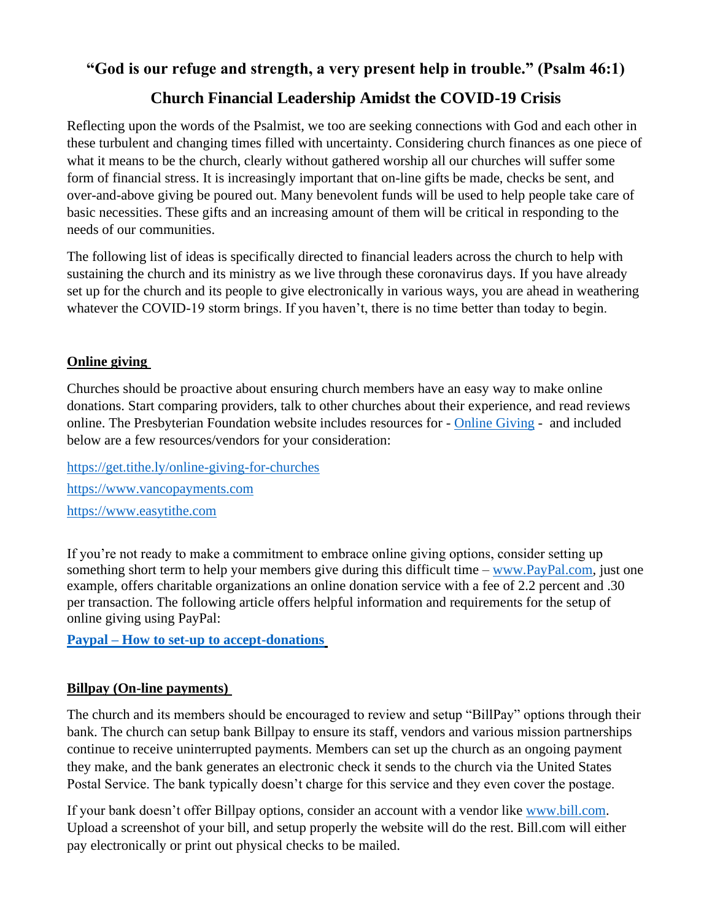# "God is our refuge and strength, a very present help in trouble." (Psalm 46:1)

## Church Financial Leadership Amidst the COVID-19 Crisis

Reflecting upon the words of the Psalmist, we too are seeking connections with God and each other in these turbulent and changing times filled with uncertainty. Considering church finances as one piece of what it means to be the church, clearly without gathered worship all our churches will suffer some form of financial stress. It is increasingly important that on-line gifts be made, checks be sent, and over-and-above giving be poured out. Many benevolent funds will be used to help people take care of basic necessities. These gifts and an increasing amount of them will be critical in responding to the needs of our communities.

The following list of ideas is specifically directed to financial leaders across the church to help with sustaining the church and its ministry as we live through these coronavirus days. If you have already set up for the church and its people to give electronically in various ways, you are ahead in weathering whatever the COVID-19 storm brings. If you haven't, there is no time better than today to begin.

**Online giving**

Churches should be proactive about ensuring church members have an easy way to make online donations. Start comparing providers, talk to other churches about their experience, and read reviews online. The Presbyterian Foundation website includes resources for - Online Giving - and included below are a few resources/vendors for your consideration:

https://get.tithe.ly/online-giving-for-churches

https://www.vancopayments.com

https://www.easytithe.com

If you're not ready to make a commitment to embrace online giving options, consider setting up something short term to help your members give during this difficult time – www.PayPal.com, just one example, offers charitable organizations an online donation service with a fee of 2.2 percent and .30 per transaction. The following article offers helpful information and requirements for the setup of online giving using PayPal:

**Paypal – How to set-up to accept-donations**

**Billpay (On-line payments)**

The church and its members should be encouraged to review and setup "BillPay" options through their bank. The church can setup bank Billpay to ensure its staff, vendors and various mission partnerships continue to receive uninterrupted payments. Members can set up the church as an ongoing payment they make, and the bank generates an electronic check it sends to the church via the United States Postal Service. The bank typically doesn't charge for this service and they even cover the postage.

If your bank doesn't offer Billpay options, consider an account with a vendor like www.bill.com. Upload a screenshot of your bill, and setup properly the website will do the rest. Bill.com will either pay electronically or print out physical checks to be mailed.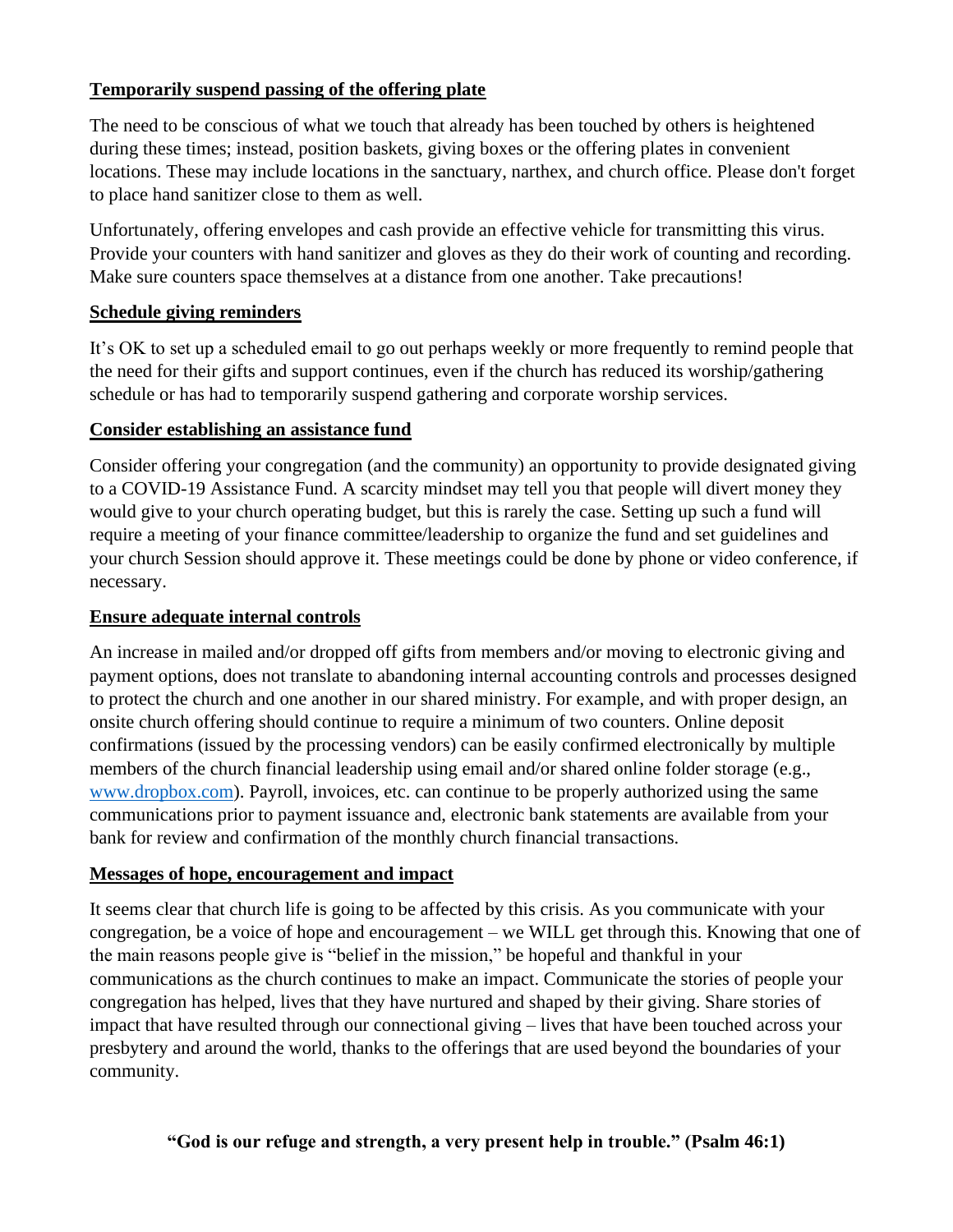**Temporarily suspend passing of the offering plate**

The need to be conscious of what we touch that already has been touched by others is heightened during these times; instead, position baskets, giving boxes or the offering plates in convenient locations. These may include locations in the sanctuary, narthex, and church office. Please don't forget to place hand sanitizer close to them as well.

Unfortunately, offering envelopes and cash provide an effective vehicle for transmitting this virus. Provide your counters with hand sanitizer and gloves as they do their work of counting and recording. Make sure counters space themselves at a distance from one another. Take precautions!

**Schedule giving reminders**

It's OK to set up a scheduled email to go out perhaps weekly or more frequently to remind people that the need for their gifts and support continues, even if the church has reduced its worship/gathering schedule or has had to temporarily suspend gathering and corporate worship services.

**Consider establishing an assistance fund**

Consider offering your congregation (and the community) an opportunity to provide designated giving to a COVID-19 Assistance Fund. A scarcity mindset may tell you that people will divert money they would give to your church operating budget, but this is rarely the case. Setting up such a fund will require a meeting of your finance committee/leadership to organize the fund and set guidelines and your church Session should approve it. These meetings could be done by phone or video conference, if necessary.

**Ensure adequate internal controls**

An increase in mailed and/or dropped off gifts from members and/or moving to electronic giving and payment options, does not translate to abandoning internal accounting controls and processes designed to protect the church and one another in our shared ministry. For example, and with proper design, an onsite church offering should continue to require a minimum of two counters. Online deposit confirmations (issued by the processing vendors) can be easily confirmed electronically by multiple members of the church financial leadership using email and/or shared online folder storage (e.g., [www.dropbox.com](www.dropbox.com)). Payroll, invoices, etc. can continue to be properly authorized using the same communications prior to payment issuance and, electronic bank statements are available from your bank for review and confirmation of the monthly church financial transactions.

**Messages of hope, encouragement and impact**

It seems clear that church life is going to be affected by this crisis. As you communicate with your congregation, be a voice of hope and encouragement – we WILL get through this. Knowing that one of the main reasons people give is "belief in the mission," be hopeful and thankful in your communications as the church continues to make an impact. Communicate the stories of people your congregation has helped, lives that they have nurtured and shaped by their giving. Share stories of impact that have resulted through our connectional giving – lives that have been touched across your presbytery and around the world, thanks to the offerings that are used beyond the boundaries of your community.

**"God is our refuge and strength, a very present help in trouble." (Psalm 46:1)**